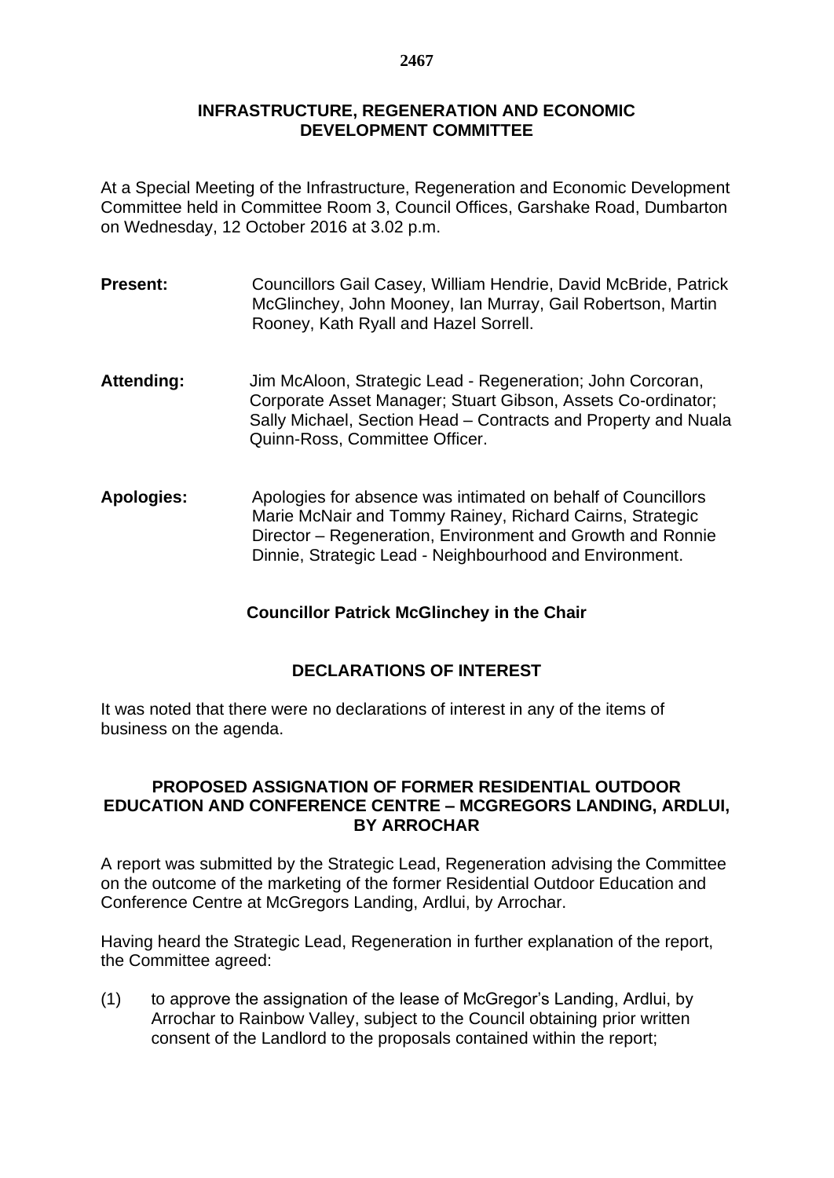# INFRASTRUCTURE, REGENERATION AND ECONOMIC DEVELOPMENT COMMITTEE

At a Special Meeting of the Infrastructure, Regeneration and Economic Development Committee held in Committee Room 3, Council Offices, Garshake Road, Dumbarton on Wednesday, 12 October 2016 at 3.02 p.m.

**Present:** Councillors Gail Casey, William Hendrie, David McBride, Patrick McGlinchey, John Mooney, Ian Murray, Gail Robertson, Martin Rooney, Kath Ryall and Hazel Sorrell.

**Attending:** Jim McAloon, Strategic Lead - Regeneration; John Corcoran, Corporate Asset Manager; Stuart Gibson, Assets Co-ordinator; Sally Michael, Section Head – Contracts and Property and Nuala Quinn-Ross, Committee Officer.

**Apologies:** Apologies for absence was intimated on behalf of Councillors Marie McNair and Tommy Rainey, Richard Cairns, Strategic Director – Regeneration, Environment and Growth and Ronnie Dinnie, Strategic Lead - Neighbourhood and Environment.

**Councillor Patrick McGlinchey in the Chair**

## DECLARATIONS OF INTEREST

It was noted that there were no declarations of interest in any of the items of business on the agenda.

## PROPOSED ASSIGNATION OF FORMER RESIDENTIAL OUTDOOR EDUCATION AND CONFERENCE CENTRE – MCGREGORS LANDING, ARDLUI, BY ARROCHAR

A report was submitted by the Strategic Lead, Regeneration advising the Committee on the outcome of the marketing of the former Residential Outdoor Education and Conference Centre at McGregors Landing, Ardlui, by Arrochar.

Having heard the Strategic Lead, Regeneration in further explanation of the report, the Committee agreed:

(1) to approve the assignation of the lease of McGregor's Landing, Ardlui, by Arrochar to Rainbow Valley, subject to the Council obtaining prior written consent of the Landlord to the proposals contained within the report;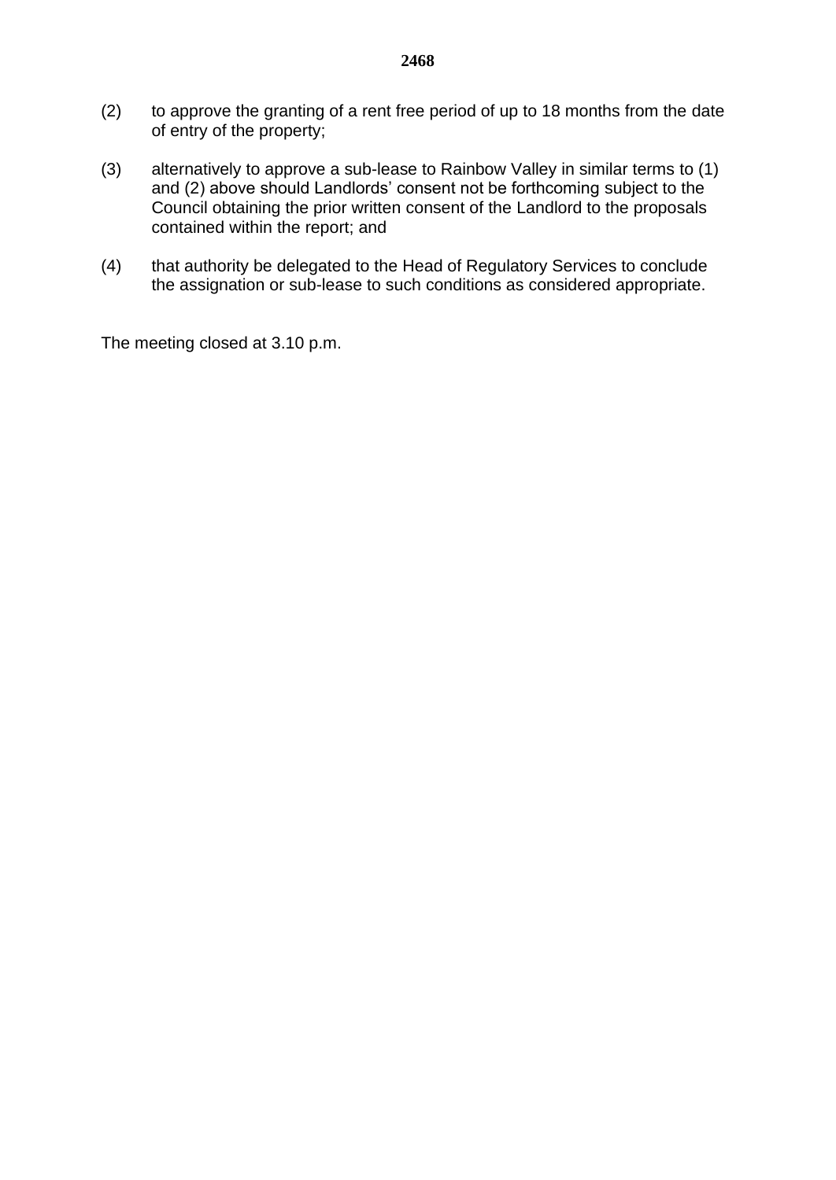(2) to approve the granting of a rent free period of up to 18 months from the date of entry of the property;

(3) alternatively to approve a sub-lease to Rainbow Valley in similar terms to (1) and (2) above should Landlords' consent not be forthcoming subject to the Council obtaining the prior written consent of the Landlord to the proposals contained within the report; and

(4) that authority be delegated to the Head of Regulatory Services to conclude the assignation or sub-lease to such conditions as considered appropriate.

The meeting closed at 3.10 p.m.